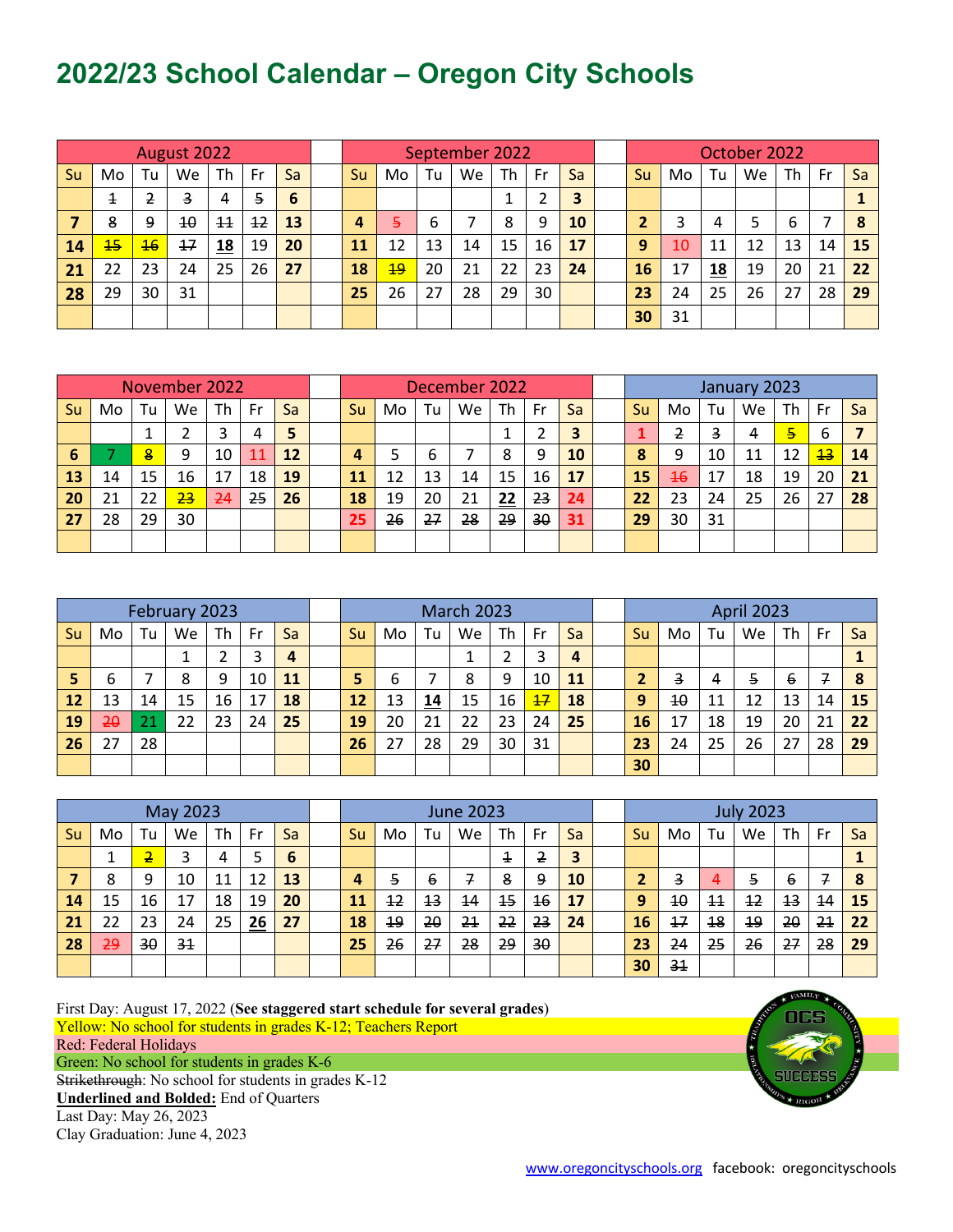# 2022/23 School Calendar – Oregon City Schools

### August 2022

| Su | Mo | Tu | We | Th | Fr | Sa |
|---|---|---|---|---|---|---|
| | ~~1~~ | ~~2~~ | ~~3~~ | 4 | ~~5~~ | 6 |
| 7 | ~~8~~ | ~~9~~ | ~~10~~ | ~~11~~ | ~~12~~ | 13 |
| 14 | ~~15~~ | ~~16~~ | ~~17~~ | **18** | 19 | 20 |
| 21 | 22 | 23 | 24 | 25 | 26 | 27 |
| 28 | 29 | 30 | 31 | | | |

### September 2022

| Su | Mo | Tu | We | Th | Fr | Sa |
|---|---|---|---|---|---|---|
| | | | | 1 | 2 | 3 |
| 4 | ~~5~~ | 6 | 7 | 8 | 9 | 10 |
| 11 | 12 | 13 | 14 | 15 | 16 | 17 |
| 18 | ~~19~~ | 20 | 21 | 22 | 23 | 24 |
| 25 | 26 | 27 | 28 | 29 | 30 | |

### October 2022

| Su | Mo | Tu | We | Th | Fr | Sa |
|---|---|---|---|---|---|---|
| | | | | | | 1 |
| 2 | 3 | 4 | 5 | 6 | 7 | 8 |
| 9 | 10 | 11 | 12 | 13 | 14 | 15 |
| 16 | 17 | **18** | 19 | 20 | 21 | 22 |
| 23 | 24 | 25 | 26 | 27 | 28 | 29 |
| 30 | 31 | | | | | |

### November 2022

| Su | Mo | Tu | We | Th | Fr | Sa |
|---|---|---|---|---|---|---|
| | | 1 | 2 | 3 | 4 | 5 |
| 6 | 7 | ~~8~~ | 9 | 10 | 11 | 12 |
| 13 | 14 | 15 | 16 | 17 | 18 | 19 |
| 20 | 21 | 22 | ~~23~~ | ~~24~~ | ~~25~~ | 26 |
| 27 | 28 | 29 | 30 | | | |

### December 2022

| Su | Mo | Tu | We | Th | Fr | Sa |
|---|---|---|---|---|---|---|
| | | | | 1 | 2 | 3 |
| 4 | 5 | 6 | 7 | 8 | 9 | 10 |
| 11 | 12 | 13 | 14 | 15 | 16 | 17 |
| 18 | 19 | 20 | 21 | **22** | ~~23~~ | 24 |
| 25 | ~~26~~ | ~~27~~ | ~~28~~ | ~~29~~ | ~~30~~ | 31 |

### January 2023

| Su | Mo | Tu | We | Th | Fr | Sa |
|---|---|---|---|---|---|---|
| 1 | ~~2~~ | ~~3~~ | 4 | ~~5~~ | 6 | 7 |
| 8 | 9 | 10 | 11 | 12 | ~~13~~ | 14 |
| 15 | ~~16~~ | 17 | 18 | 19 | 20 | 21 |
| 22 | 23 | 24 | 25 | 26 | 27 | 28 |
| 29 | 30 | 31 | | | | |

### February 2023

| Su | Mo | Tu | We | Th | Fr | Sa |
|---|---|---|---|---|---|---|
| | | | 1 | 2 | 3 | 4 |
| 5 | 6 | 7 | 8 | 9 | 10 | 11 |
| 12 | 13 | 14 | 15 | 16 | 17 | 18 |
| 19 | ~~20~~ | 21 | 22 | 23 | 24 | 25 |
| 26 | 27 | 28 | | | | |

### March 2023

| Su | Mo | Tu | We | Th | Fr | Sa |
|---|---|---|---|---|---|---|
| | | | 1 | 2 | 3 | 4 |
| 5 | 6 | 7 | 8 | 9 | 10 | 11 |
| 12 | 13 | **14** | 15 | 16 | ~~17~~ | 18 |
| 19 | 20 | 21 | 22 | 23 | 24 | 25 |
| 26 | 27 | 28 | 29 | 30 | 31 | |

### April 2023

| Su | Mo | Tu | We | Th | Fr | Sa |
|---|---|---|---|---|---|---|
| | | | | | | 1 |
| 2 | ~~3~~ | 4 | ~~5~~ | ~~6~~ | ~~7~~ | 8 |
| 9 | ~~10~~ | 11 | 12 | 13 | 14 | 15 |
| 16 | 17 | 18 | 19 | 20 | 21 | 22 |
| 23 | 24 | 25 | 26 | 27 | 28 | 29 |
| 30 | | | | | | |

### May 2023

| Su | Mo | Tu | We | Th | Fr | Sa |
|---|---|---|---|---|---|---|
| | 1 | ~~2~~ | 3 | 4 | 5 | 6 |
| 7 | 8 | 9 | 10 | 11 | 12 | 13 |
| 14 | 15 | 16 | 17 | 18 | 19 | 20 |
| 21 | 22 | 23 | 24 | 25 | **26** | 27 |
| 28 | ~~29~~ | ~~30~~ | ~~31~~ | | | |

### June 2023

| Su | Mo | Tu | We | Th | Fr | Sa |
|---|---|---|---|---|---|---|
| | | | | ~~1~~ | ~~2~~ | 3 |
| 4 | ~~5~~ | ~~6~~ | ~~7~~ | ~~8~~ | ~~9~~ | 10 |
| 11 | ~~12~~ | ~~13~~ | ~~14~~ | ~~15~~ | ~~16~~ | 17 |
| 18 | ~~19~~ | ~~20~~ | ~~21~~ | ~~22~~ | ~~23~~ | 24 |
| 25 | ~~26~~ | ~~27~~ | ~~28~~ | ~~29~~ | ~~30~~ | |

### July 2023

| Su | Mo | Tu | We | Th | Fr | Sa |
|---|---|---|---|---|---|---|
| | | | | | | 1 |
| 2 | ~~3~~ | 4 | ~~5~~ | ~~6~~ | ~~7~~ | 8 |
| 9 | ~~10~~ | ~~11~~ | ~~12~~ | ~~13~~ | ~~14~~ | 15 |
| 16 | ~~17~~ | ~~18~~ | ~~19~~ | ~~20~~ | ~~21~~ | 22 |
| 23 | ~~24~~ | ~~25~~ | ~~26~~ | ~~27~~ | ~~28~~ | 29 |
| 30 | ~~31~~ | | | | | |

First Day: August 17, 2022 (**See staggered start schedule for several grades**)

Yellow: No school for students in grades K-12; Teachers Report

Red: Federal Holidays

Green: No school for students in grades K-6

~~Strikethrough~~: No school for students in grades K-12

**Underlined and Bolded:** End of Quarters

Last Day: May 26, 2023

Clay Graduation: June 4, 2023

www.oregoncityschools.org facebook: oregoncityschools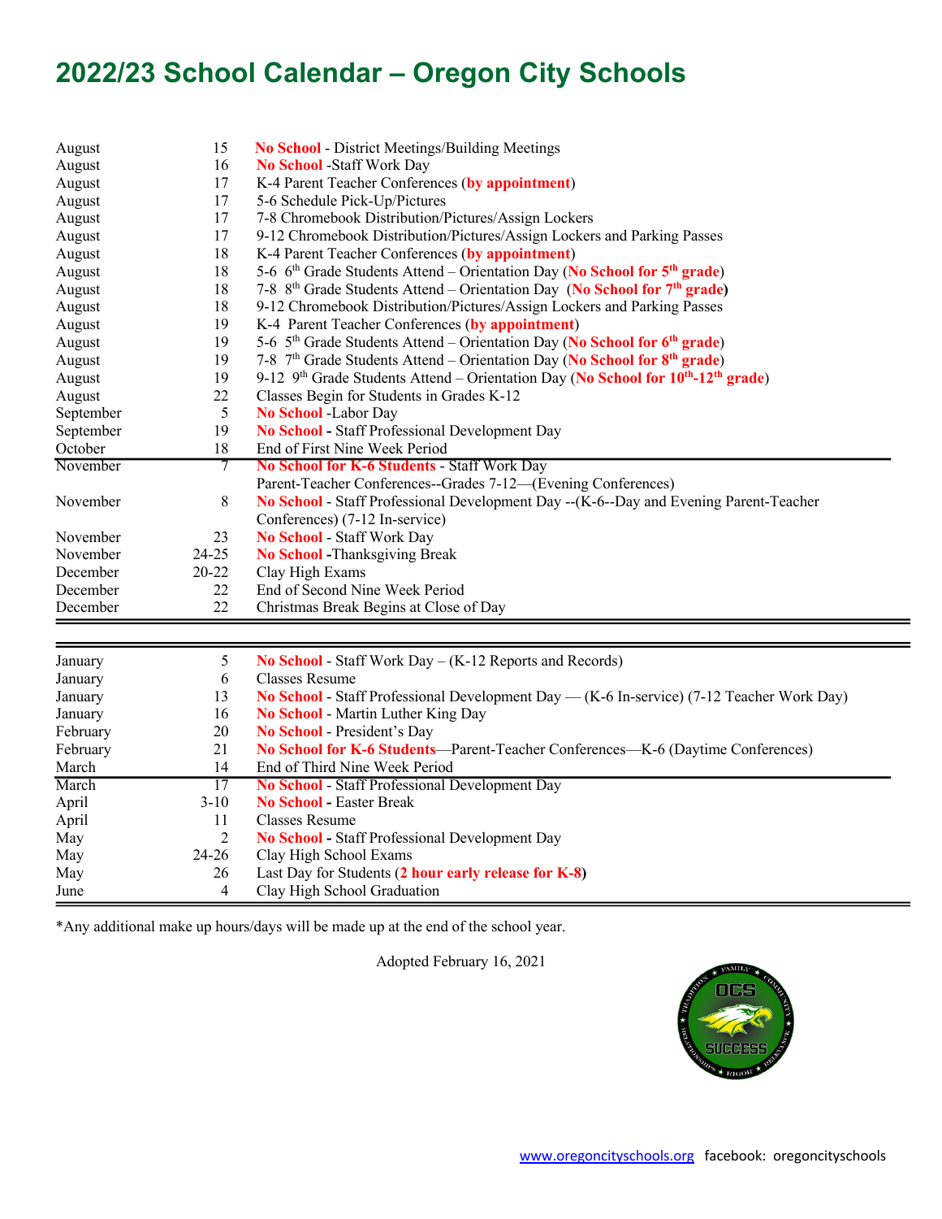# 2022/23 School Calendar – Oregon City Schools

| | | |
|---|---|---|
| August | 15 | **No School** - District Meetings/Building Meetings |
| August | 16 | **No School** -Staff Work Day |
| August | 17 | K-4 Parent Teacher Conferences (**by appointment**) |
| August | 17 | 5-6 Schedule Pick-Up/Pictures |
| August | 17 | 7-8 Chromebook Distribution/Pictures/Assign Lockers |
| August | 17 | 9-12 Chromebook Distribution/Pictures/Assign Lockers and Parking Passes |
| August | 18 | K-4 Parent Teacher Conferences (**by appointment**) |
| August | 18 | 5-6 6th Grade Students Attend – Orientation Day (**No School for 5th grade**) |
| August | 18 | 7-8 8th Grade Students Attend – Orientation Day (**No School for 7th grade**) |
| August | 18 | 9-12 Chromebook Distribution/Pictures/Assign Lockers and Parking Passes |
| August | 19 | K-4 Parent Teacher Conferences (**by appointment**) |
| August | 19 | 5-6 5th Grade Students Attend – Orientation Day (**No School for 6th grade**) |
| August | 19 | 7-8 7th Grade Students Attend – Orientation Day (**No School for 8th grade**) |
| August | 19 | 9-12 9th Grade Students Attend – Orientation Day (**No School for 10th-12th grade**) |
| August | 22 | Classes Begin for Students in Grades K-12 |
| September | 5 | **No School** -Labor Day |
| September | 19 | **No School** - Staff Professional Development Day |
| October | 18 | End of First Nine Week Period |
| November | 7 | **No School for K-6 Students** - Staff Work Day<br>Parent-Teacher Conferences--Grades 7-12—(Evening Conferences) |
| November | 8 | **No School** - Staff Professional Development Day --(K-6--Day and Evening Parent-Teacher Conferences) (7-12 In-service) |
| November | 23 | **No School** - Staff Work Day |
| November | 24-25 | **No School** -Thanksgiving Break |
| December | 20-22 | Clay High Exams |
| December | 22 | End of Second Nine Week Period |
| December | 22 | Christmas Break Begins at Close of Day |

| | | |
|---|---|---|
| January | 5 | **No School** - Staff Work Day – (K-12 Reports and Records) |
| January | 6 | Classes Resume |
| January | 13 | **No School** - Staff Professional Development Day — (K-6 In-service) (7-12 Teacher Work Day) |
| January | 16 | **No School** - Martin Luther King Day |
| February | 20 | **No School** - President's Day |
| February | 21 | **No School for K-6 Students**—Parent-Teacher Conferences—K-6 (Daytime Conferences) |
| March | 14 | End of Third Nine Week Period |
| March | 17 | **No School** - Staff Professional Development Day |
| April | 3-10 | **No School** - Easter Break |
| April | 11 | Classes Resume |
| May | 2 | **No School** - Staff Professional Development Day |
| May | 24-26 | Clay High School Exams |
| May | 26 | Last Day for Students (**2 hour early release for K-8**) |
| June | 4 | Clay High School Graduation |

*Any additional make up hours/days will be made up at the end of the school year.

Adopted February 16, 2021

www.oregoncityschools.org facebook: oregoncityschools